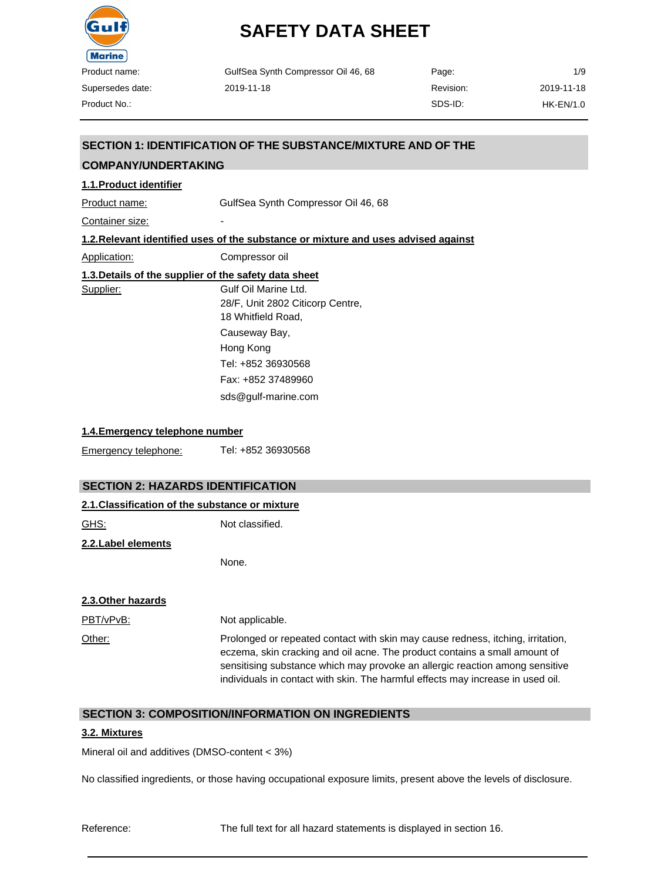# SAFETY DATA SHEET

| Product name: | GulfSea Synth Compressor Oil 46, 68 | Page: | 1/9 |
|---|---|---|---|
| Supersedes date: | 2019-11-18 | Revision: | 2019-11-18 |
| Product No.: | | SDS-ID: | HK-EN/1.0 |

## SECTION 1: IDENTIFICATION OF THE SUBSTANCE/MIXTURE AND OF THE COMPANY/UNDERTAKING

### 1.1.Product identifier

Product name: GulfSea Synth Compressor Oil 46, 68

Container size: -

### 1.2.Relevant identified uses of the substance or mixture and uses advised against

Application: Compressor oil

### 1.3.Details of the supplier of the safety data sheet

Supplier:
Gulf Oil Marine Ltd.
28/F, Unit 2802 Citicorp Centre,
18 Whitfield Road,
Causeway Bay,
Hong Kong
Tel: +852 36930568
Fax: +852 37489960
sds@gulf-marine.com

### 1.4.Emergency telephone number

Emergency telephone: Tel: +852 36930568

## SECTION 2: HAZARDS IDENTIFICATION

### 2.1.Classification of the substance or mixture

GHS: Not classified.

### 2.2.Label elements

None.

### 2.3.Other hazards

PBT/vPvB: Not applicable.

Other: Prolonged or repeated contact with skin may cause redness, itching, irritation, eczema, skin cracking and oil acne. The product contains a small amount of sensitising substance which may provoke an allergic reaction among sensitive individuals in contact with skin. The harmful effects may increase in used oil.

## SECTION 3: COMPOSITION/INFORMATION ON INGREDIENTS

### 3.2. Mixtures

Mineral oil and additives (DMSO-content < 3%)

No classified ingredients, or those having occupational exposure limits, present above the levels of disclosure.

Reference: The full text for all hazard statements is displayed in section 16.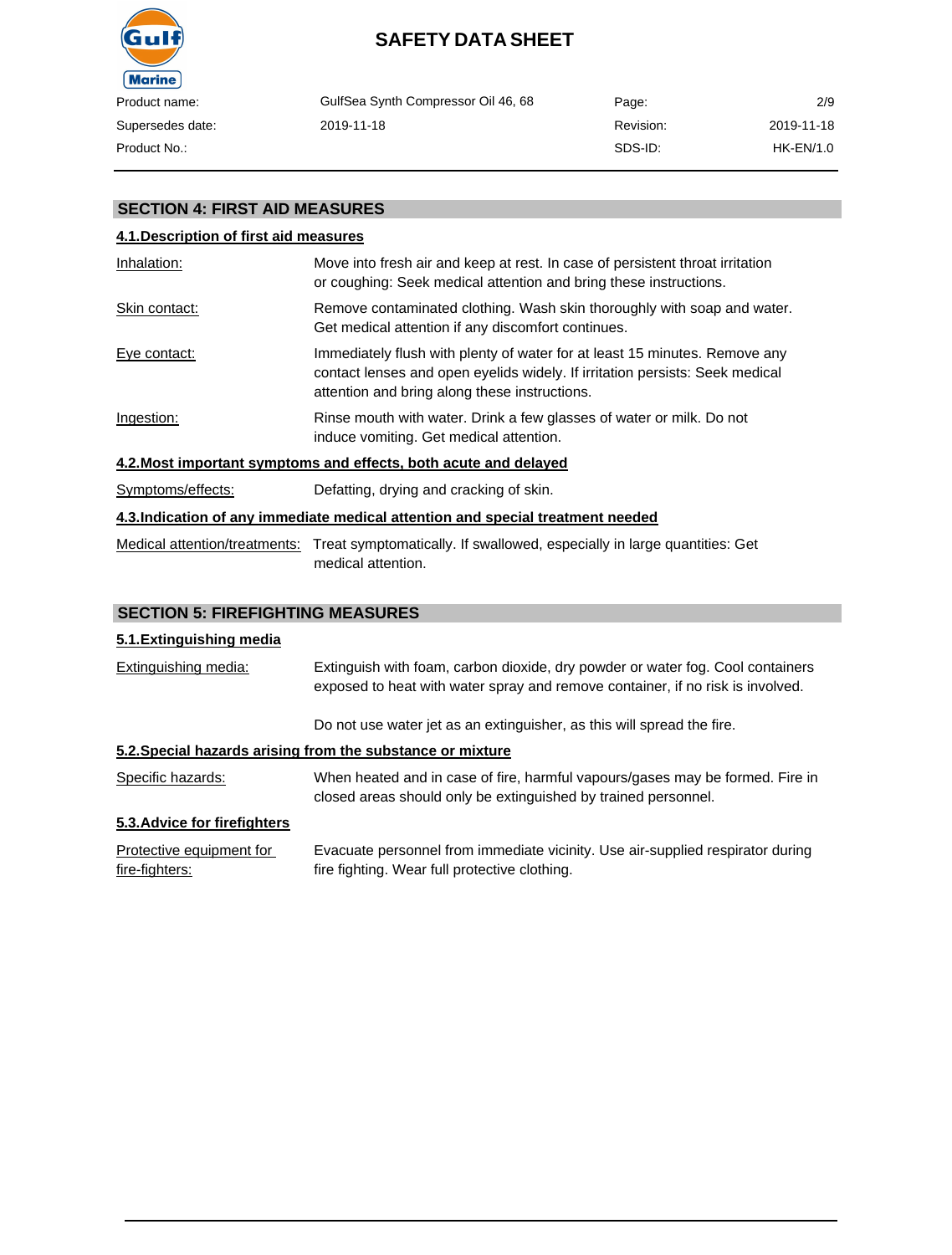## SECTION 4: FIRST AID MEASURES

### 4.1.Description of first aid measures

| | |
|---|---|
| Inhalation: | Move into fresh air and keep at rest. In case of persistent throat irritation or coughing: Seek medical attention and bring these instructions. |
| Skin contact: | Remove contaminated clothing. Wash skin thoroughly with soap and water. Get medical attention if any discomfort continues. |
| Eye contact: | Immediately flush with plenty of water for at least 15 minutes. Remove any contact lenses and open eyelids widely. If irritation persists: Seek medical attention and bring along these instructions. |
| Ingestion: | Rinse mouth with water. Drink a few glasses of water or milk. Do not induce vomiting. Get medical attention. |

### 4.2.Most important symptoms and effects, both acute and delayed

| | |
|---|---|
| Symptoms/effects: | Defatting, drying and cracking of skin. |

### 4.3.Indication of any immediate medical attention and special treatment needed

| | |
|---|---|
| Medical attention/treatments: | Treat symptomatically. If swallowed, especially in large quantities: Get medical attention. |

## SECTION 5: FIREFIGHTING MEASURES

### 5.1.Extinguishing media

| | |
|---|---|
| Extinguishing media: | Extinguish with foam, carbon dioxide, dry powder or water fog. Cool containers exposed to heat with water spray and remove container, if no risk is involved.<br><br>Do not use water jet as an extinguisher, as this will spread the fire. |

### 5.2.Special hazards arising from the substance or mixture

| | |
|---|---|
| Specific hazards: | When heated and in case of fire, harmful vapours/gases may be formed. Fire in closed areas should only be extinguished by trained personnel. |

### 5.3.Advice for firefighters

| | |
|---|---|
| Protective equipment for fire-fighters: | Evacuate personnel from immediate vicinity. Use air-supplied respirator during fire fighting. Wear full protective clothing. |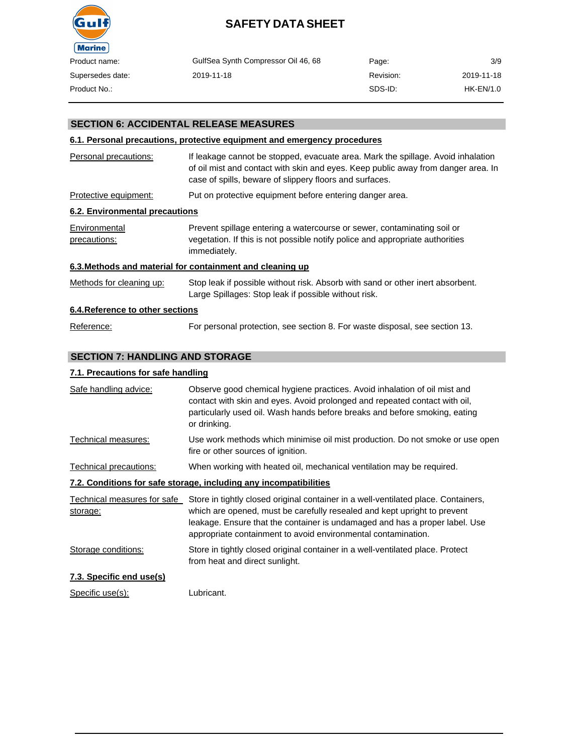## SECTION 6: ACCIDENTAL RELEASE MEASURES

### 6.1. Personal precautions, protective equipment and emergency procedures

| | |
|---|---|
| Personal precautions: | If leakage cannot be stopped, evacuate area. Mark the spillage. Avoid inhalation of oil mist and contact with skin and eyes. Keep public away from danger area. In case of spills, beware of slippery floors and surfaces. |
| Protective equipment: | Put on protective equipment before entering danger area. |

### 6.2. Environmental precautions

| | |
|---|---|
| Environmental precautions: | Prevent spillage entering a watercourse or sewer, contaminating soil or vegetation. If this is not possible notify police and appropriate authorities immediately. |

### 6.3.Methods and material for containment and cleaning up

| | |
|---|---|
| Methods for cleaning up: | Stop leak if possible without risk. Absorb with sand or other inert absorbent. Large Spillages: Stop leak if possible without risk. |

### 6.4.Reference to other sections

| | |
|---|---|
| Reference: | For personal protection, see section 8. For waste disposal, see section 13. |

## SECTION 7: HANDLING AND STORAGE

### 7.1. Precautions for safe handling

| | |
|---|---|
| Safe handling advice: | Observe good chemical hygiene practices. Avoid inhalation of oil mist and contact with skin and eyes. Avoid prolonged and repeated contact with oil, particularly used oil. Wash hands before breaks and before smoking, eating or drinking. |
| Technical measures: | Use work methods which minimise oil mist production. Do not smoke or use open fire or other sources of ignition. |
| Technical precautions: | When working with heated oil, mechanical ventilation may be required. |

### 7.2. Conditions for safe storage, including any incompatibilities

| | |
|---|---|
| Technical measures for safe storage: | Store in tightly closed original container in a well-ventilated place. Containers, which are opened, must be carefully resealed and kept upright to prevent leakage. Ensure that the container is undamaged and has a proper label. Use appropriate containment to avoid environmental contamination. |
| Storage conditions: | Store in tightly closed original container in a well-ventilated place. Protect from heat and direct sunlight. |

### 7.3. Specific end use(s)

| | |
|---|---|
| Specific use(s): | Lubricant. |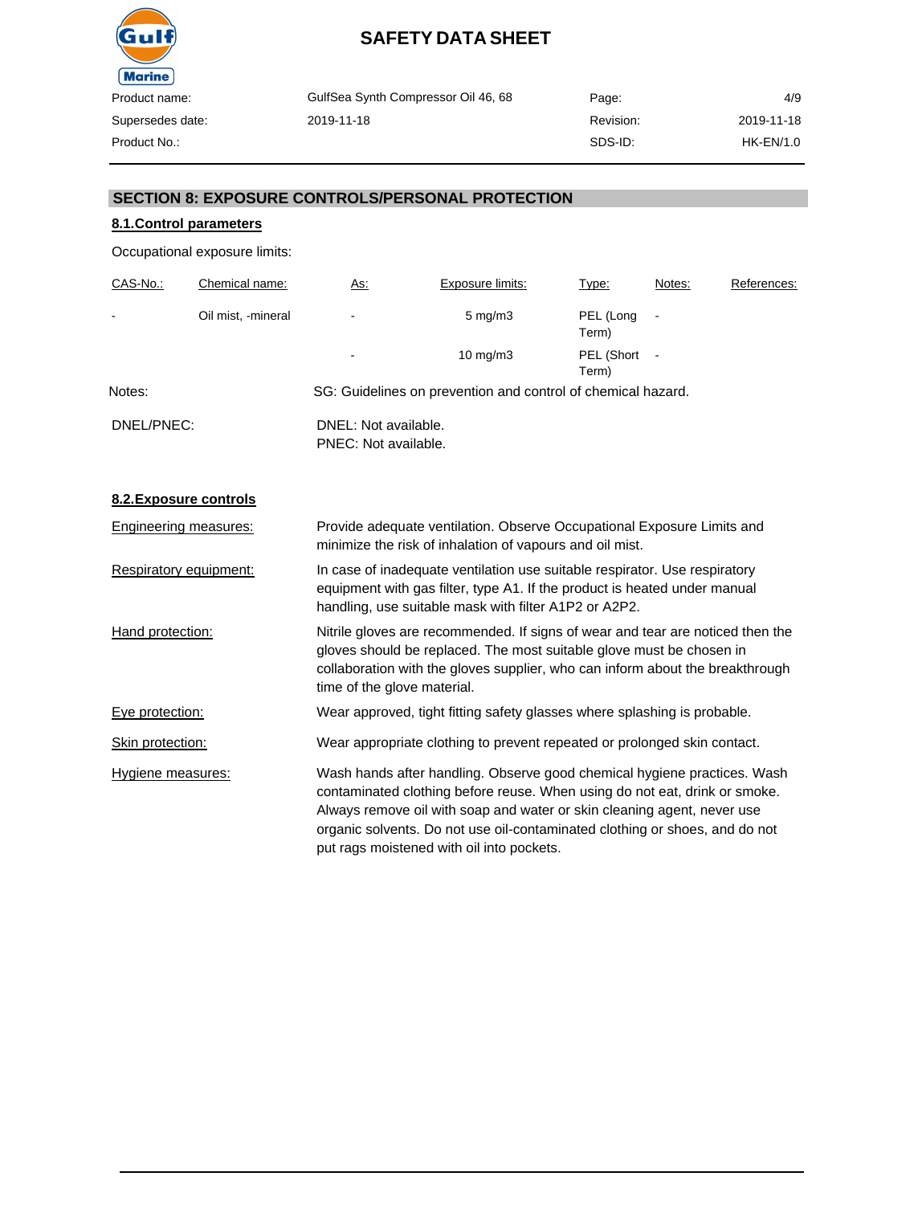## SECTION 8: EXPOSURE CONTROLS/PERSONAL PROTECTION

### 8.1.Control parameters

Occupational exposure limits:

| CAS-No.: | Chemical name: | As: | Exposure limits: | Type: | Notes: | References: |
|---|---|---|---|---|---|---|
| - | Oil mist, -mineral | - | 5 mg/m3 | PEL (Long Term) | - | |
| | | - | 10 mg/m3 | PEL (Short Term) | - | |

Notes: SG: Guidelines on prevention and control of chemical hazard.

DNEL/PNEC: DNEL: Not available.
PNEC: Not available.

### 8.2.Exposure controls

Engineering measures: Provide adequate ventilation. Observe Occupational Exposure Limits and minimize the risk of inhalation of vapours and oil mist.

Respiratory equipment: In case of inadequate ventilation use suitable respirator. Use respiratory equipment with gas filter, type A1. If the product is heated under manual handling, use suitable mask with filter A1P2 or A2P2.

Hand protection: Nitrile gloves are recommended. If signs of wear and tear are noticed then the gloves should be replaced. The most suitable glove must be chosen in collaboration with the gloves supplier, who can inform about the breakthrough time of the glove material.

Eye protection: Wear approved, tight fitting safety glasses where splashing is probable.

Skin protection: Wear appropriate clothing to prevent repeated or prolonged skin contact.

Hygiene measures: Wash hands after handling. Observe good chemical hygiene practices. Wash contaminated clothing before reuse. When using do not eat, drink or smoke. Always remove oil with soap and water or skin cleaning agent, never use organic solvents. Do not use oil-contaminated clothing or shoes, and do not put rags moistened with oil into pockets.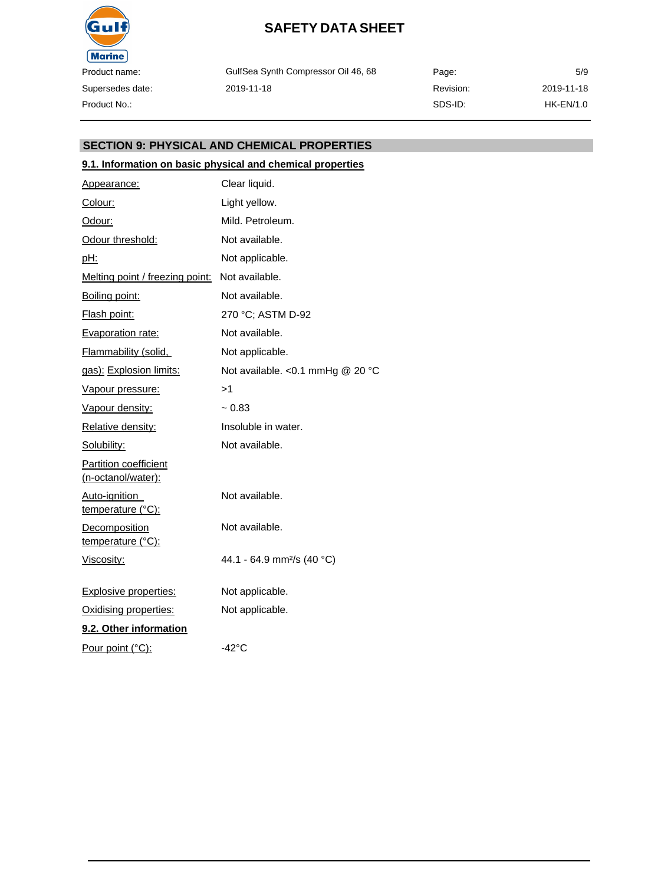## SECTION 9: PHYSICAL AND CHEMICAL PROPERTIES

### 9.1. Information on basic physical and chemical properties

| Property | Value |
| --- | --- |
| Appearance: | Clear liquid. |
| Colour: | Light yellow. |
| Odour: | Mild. Petroleum. |
| Odour threshold: | Not available. |
| pH: | Not applicable. |
| Melting point / freezing point: | Not available. |
| Boiling point: | Not available. |
| Flash point: | 270 °C; ASTM D-92 |
| Evaporation rate: | Not available. |
| Flammability (solid, | Not applicable. |
| gas): Explosion limits: | Not available. <0.1 mmHg @ 20 °C |
| Vapour pressure: | >1 |
| Vapour density: | ~ 0.83 |
| Relative density: | Insoluble in water. |
| Solubility: | Not available. |
| Partition coefficient (n-octanol/water): | |
| Auto-ignition temperature (°C): | Not available. |
| Decomposition temperature (°C): | Not available. |
| Viscosity: | 44.1 - 64.9 $mm^2/s$ (40 °C) |
| Explosive properties: | Not applicable. |
| Oxidising properties: | Not applicable. |

### 9.2. Other information

| Property | Value |
| --- | --- |
| Pour point (°C): | -42°C |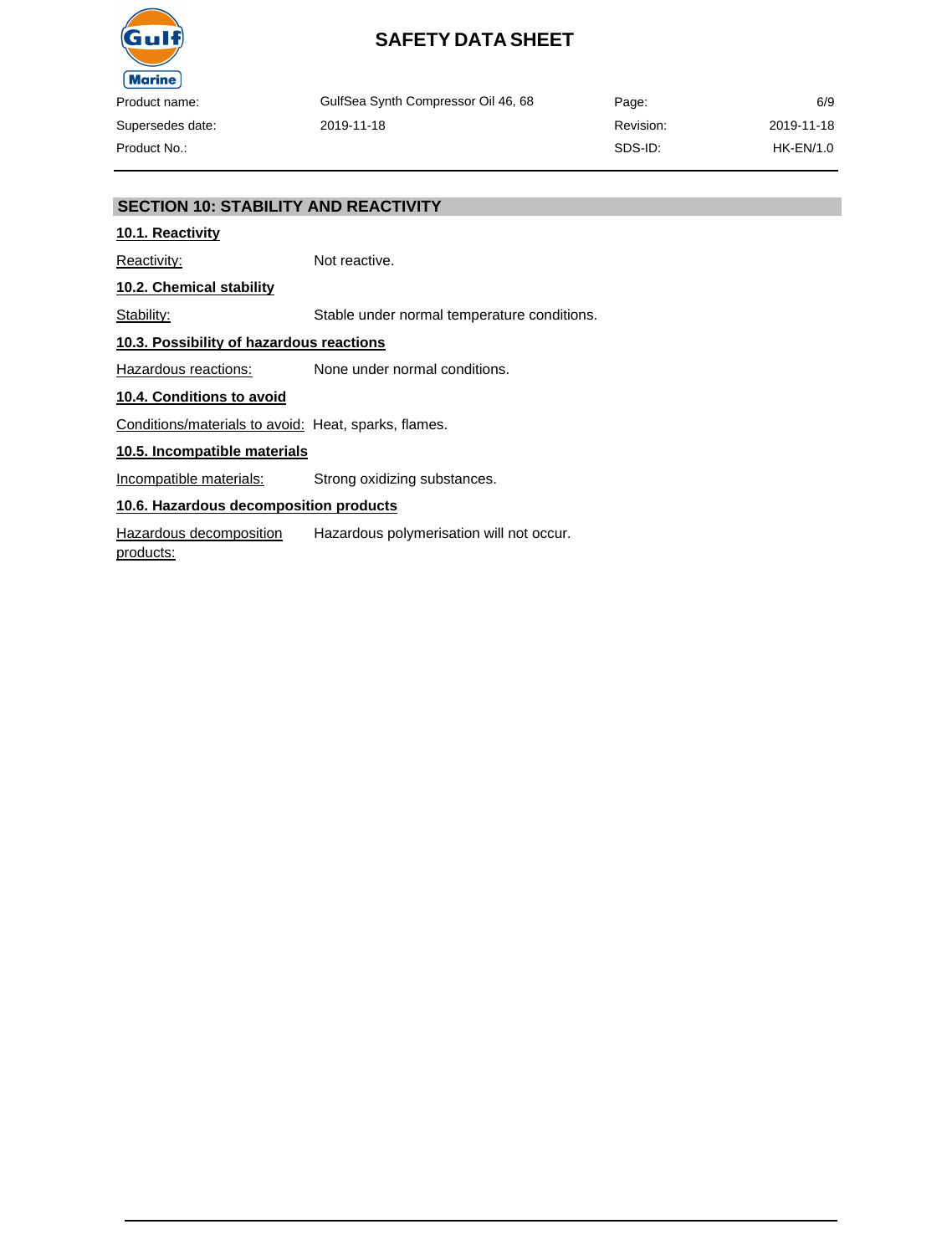## SECTION 10: STABILITY AND REACTIVITY

### 10.1. Reactivity

Reactivity: Not reactive.

### 10.2. Chemical stability

Stability: Stable under normal temperature conditions.

### 10.3. Possibility of hazardous reactions

Hazardous reactions: None under normal conditions.

### 10.4. Conditions to avoid

Conditions/materials to avoid: Heat, sparks, flames.

### 10.5. Incompatible materials

Incompatible materials: Strong oxidizing substances.

### 10.6. Hazardous decomposition products

Hazardous decomposition products: Hazardous polymerisation will not occur.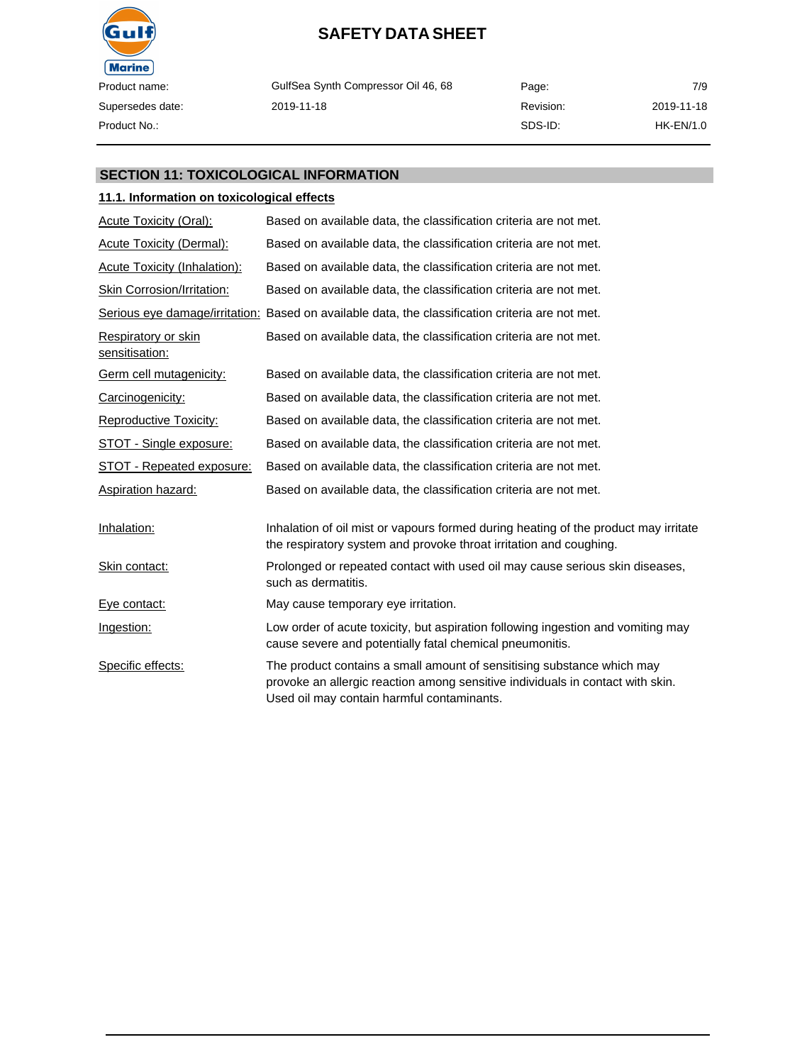## SECTION 11: TOXICOLOGICAL INFORMATION

### 11.1. Information on toxicological effects

| | |
|---|---|
| Acute Toxicity (Oral): | Based on available data, the classification criteria are not met. |
| Acute Toxicity (Dermal): | Based on available data, the classification criteria are not met. |
| Acute Toxicity (Inhalation): | Based on available data, the classification criteria are not met. |
| Skin Corrosion/Irritation: | Based on available data, the classification criteria are not met. |
| Serious eye damage/irritation: | Based on available data, the classification criteria are not met. |
| Respiratory or skin sensitisation: | Based on available data, the classification criteria are not met. |
| Germ cell mutagenicity: | Based on available data, the classification criteria are not met. |
| Carcinogenicity: | Based on available data, the classification criteria are not met. |
| Reproductive Toxicity: | Based on available data, the classification criteria are not met. |
| STOT - Single exposure: | Based on available data, the classification criteria are not met. |
| STOT - Repeated exposure: | Based on available data, the classification criteria are not met. |
| Aspiration hazard: | Based on available data, the classification criteria are not met. |

| | |
|---|---|
| Inhalation: | Inhalation of oil mist or vapours formed during heating of the product may irritate the respiratory system and provoke throat irritation and coughing. |
| Skin contact: | Prolonged or repeated contact with used oil may cause serious skin diseases, such as dermatitis. |
| Eye contact: | May cause temporary eye irritation. |
| Ingestion: | Low order of acute toxicity, but aspiration following ingestion and vomiting may cause severe and potentially fatal chemical pneumonitis. |
| Specific effects: | The product contains a small amount of sensitising substance which may provoke an allergic reaction among sensitive individuals in contact with skin. Used oil may contain harmful contaminants. |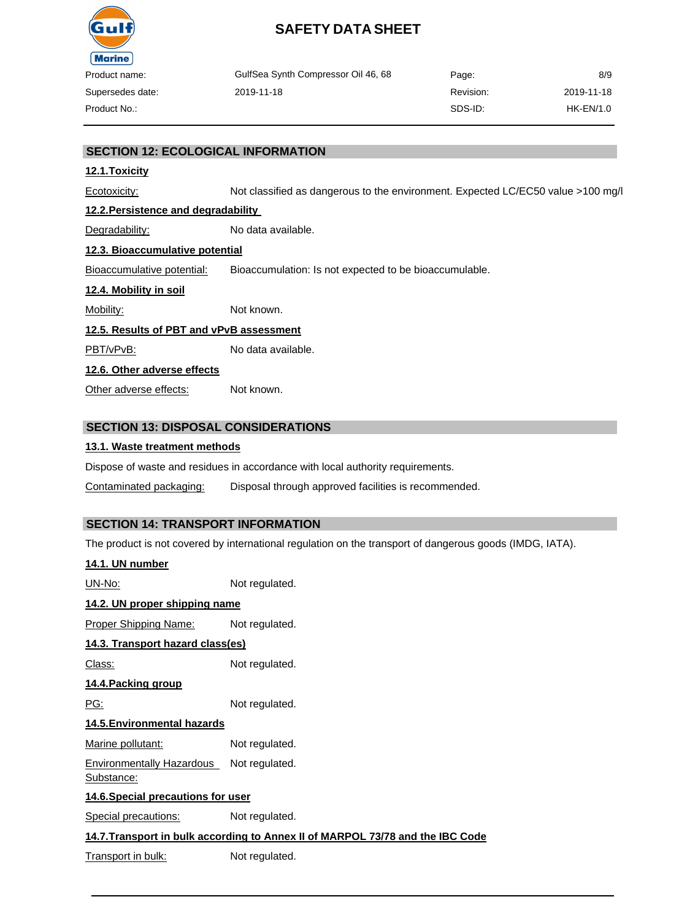## SECTION 12: ECOLOGICAL INFORMATION

### 12.1.Toxicity

Ecotoxicity: Not classified as dangerous to the environment. Expected LC/EC50 value >100 mg/l

### 12.2.Persistence and degradability

Degradability: No data available.

### 12.3. Bioaccumulative potential

Bioaccumulative potential: Bioaccumulation: Is not expected to be bioaccumulable.

### 12.4. Mobility in soil

Mobility: Not known.

### 12.5. Results of PBT and vPvB assessment

PBT/vPvB: No data available.

### 12.6. Other adverse effects

Other adverse effects: Not known.

## SECTION 13: DISPOSAL CONSIDERATIONS

### 13.1. Waste treatment methods

Dispose of waste and residues in accordance with local authority requirements.

Contaminated packaging: Disposal through approved facilities is recommended.

## SECTION 14: TRANSPORT INFORMATION

The product is not covered by international regulation on the transport of dangerous goods (IMDG, IATA).

### 14.1. UN number

UN-No: Not regulated.

### 14.2. UN proper shipping name

Proper Shipping Name: Not regulated.

### 14.3. Transport hazard class(es)

Class: Not regulated.

### 14.4.Packing group

PG: Not regulated.

### 14.5.Environmental hazards

Marine pollutant: Not regulated.

Environmentally Hazardous Substance: Not regulated.

### 14.6.Special precautions for user

Special precautions: Not regulated.

### 14.7.Transport in bulk according to Annex II of MARPOL 73/78 and the IBC Code

Transport in bulk: Not regulated.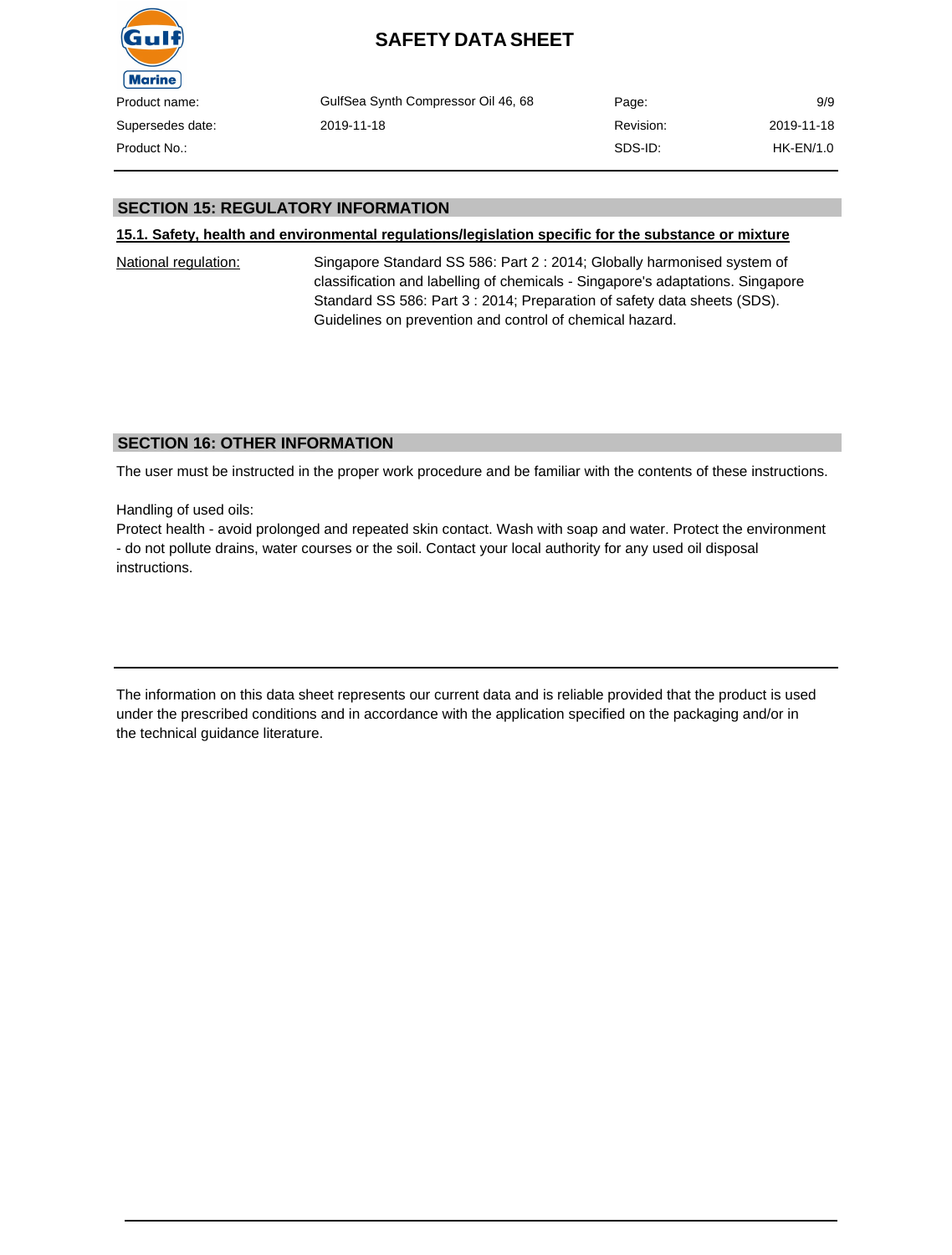## SECTION 15: REGULATORY INFORMATION

### 15.1. Safety, health and environmental regulations/legislation specific for the substance or mixture

National regulation: Singapore Standard SS 586: Part 2 : 2014; Globally harmonised system of classification and labelling of chemicals - Singapore's adaptations. Singapore Standard SS 586: Part 3 : 2014; Preparation of safety data sheets (SDS). Guidelines on prevention and control of chemical hazard.

## SECTION 16: OTHER INFORMATION

The user must be instructed in the proper work procedure and be familiar with the contents of these instructions.

Handling of used oils:
Protect health - avoid prolonged and repeated skin contact. Wash with soap and water. Protect the environment - do not pollute drains, water courses or the soil. Contact your local authority for any used oil disposal instructions.

---

The information on this data sheet represents our current data and is reliable provided that the product is used under the prescribed conditions and in accordance with the application specified on the packaging and/or in the technical guidance literature.